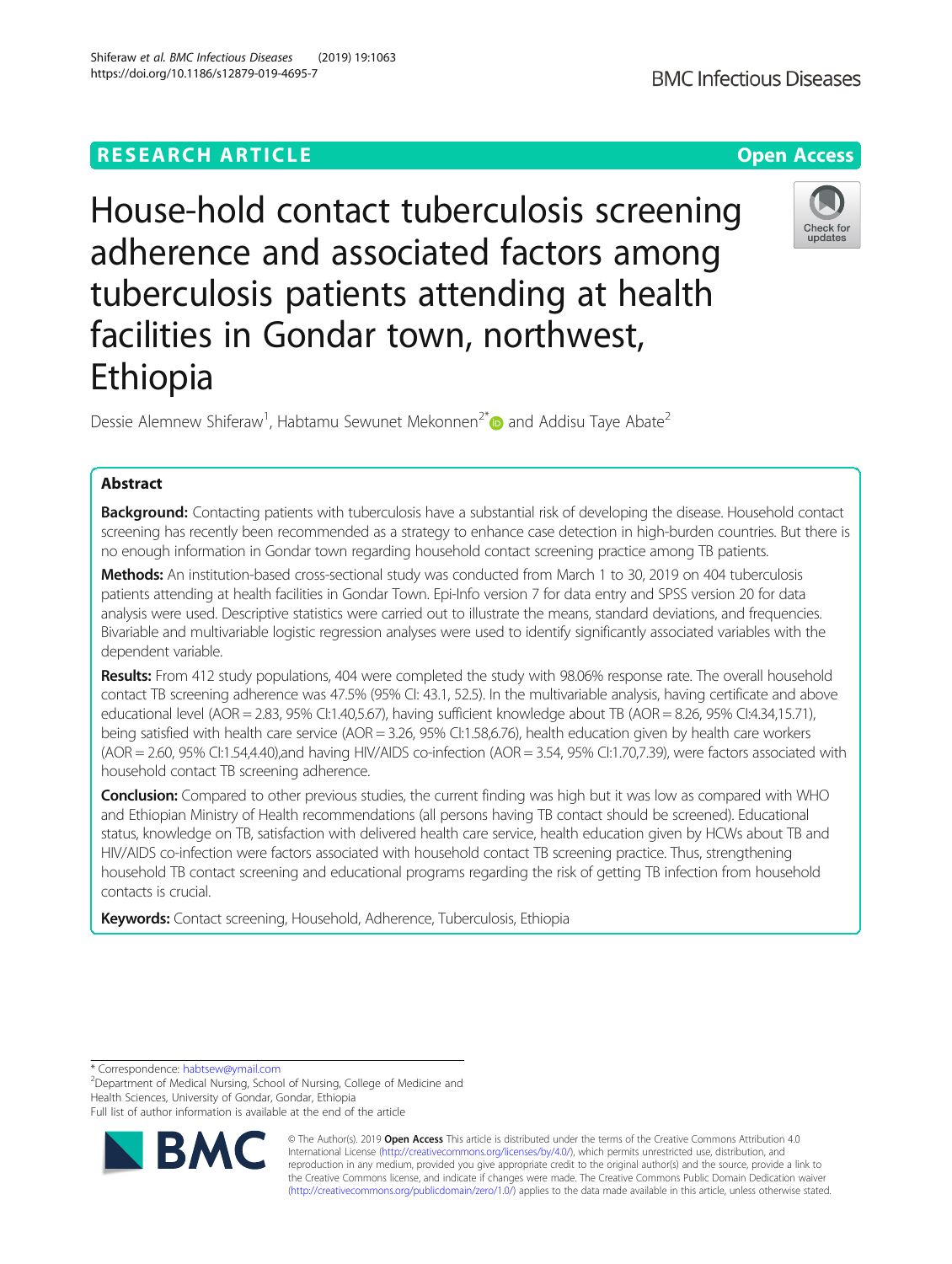RESEARCH ARTICLE

Open Access

# House-hold contact tuberculosis screening adherence and associated factors among tuberculosis patients attending at health facilities in Gondar town, northwest, Ethiopia

Dessie Alemnew Shiferaw[1], Habtamu Sewunet Mekonnen[2*] and Addisu Taye Abate[2]

## Abstract

**Background:** Contacting patients with tuberculosis have a substantial risk of developing the disease. Household contact screening has recently been recommended as a strategy to enhance case detection in high-burden countries. But there is no enough information in Gondar town regarding household contact screening practice among TB patients.

**Methods:** An institution-based cross-sectional study was conducted from March 1 to 30, 2019 on 404 tuberculosis patients attending at health facilities in Gondar Town. Epi-Info version 7 for data entry and SPSS version 20 for data analysis were used. Descriptive statistics were carried out to illustrate the means, standard deviations, and frequencies. Bivariable and multivariable logistic regression analyses were used to identify significantly associated variables with the dependent variable.

**Results:** From 412 study populations, 404 were completed the study with 98.06% response rate. The overall household contact TB screening adherence was 47.5% (95% CI: 43.1, 52.5). In the multivariable analysis, having certificate and above educational level (AOR = 2.83, 95% CI:1.40,5.67), having sufficient knowledge about TB (AOR = 8.26, 95% CI:4.34,15.71), being satisfied with health care service (AOR = 3.26, 95% CI:1.58,6.76), health education given by health care workers (AOR = 2.60, 95% CI:1.54,4.40),and having HIV/AIDS co-infection (AOR = 3.54, 95% CI:1.70,7.39), were factors associated with household contact TB screening adherence.

**Conclusion:** Compared to other previous studies, the current finding was high but it was low as compared with WHO and Ethiopian Ministry of Health recommendations (all persons having TB contact should be screened). Educational status, knowledge on TB, satisfaction with delivered health care service, health education given by HCWs about TB and HIV/AIDS co-infection were factors associated with household contact TB screening practice. Thus, strengthening household TB contact screening and educational programs regarding the risk of getting TB infection from household contacts is crucial.

**Keywords:** Contact screening, Household, Adherence, Tuberculosis, Ethiopia

---

\* Correspondence: habtsew@ymail.com
[2]Department of Medical Nursing, School of Nursing, College of Medicine and Health Sciences, University of Gondar, Gondar, Ethiopia
Full list of author information is available at the end of the article

© The Author(s). 2019 **Open Access** This article is distributed under the terms of the Creative Commons Attribution 4.0 International License (http://creativecommons.org/licenses/by/4.0/), which permits unrestricted use, distribution, and reproduction in any medium, provided you give appropriate credit to the original author(s) and the source, provide a link to the Creative Commons license, and indicate if changes were made. The Creative Commons Public Domain Dedication waiver (http://creativecommons.org/publicdomain/zero/1.0/) applies to the data made available in this article, unless otherwise stated.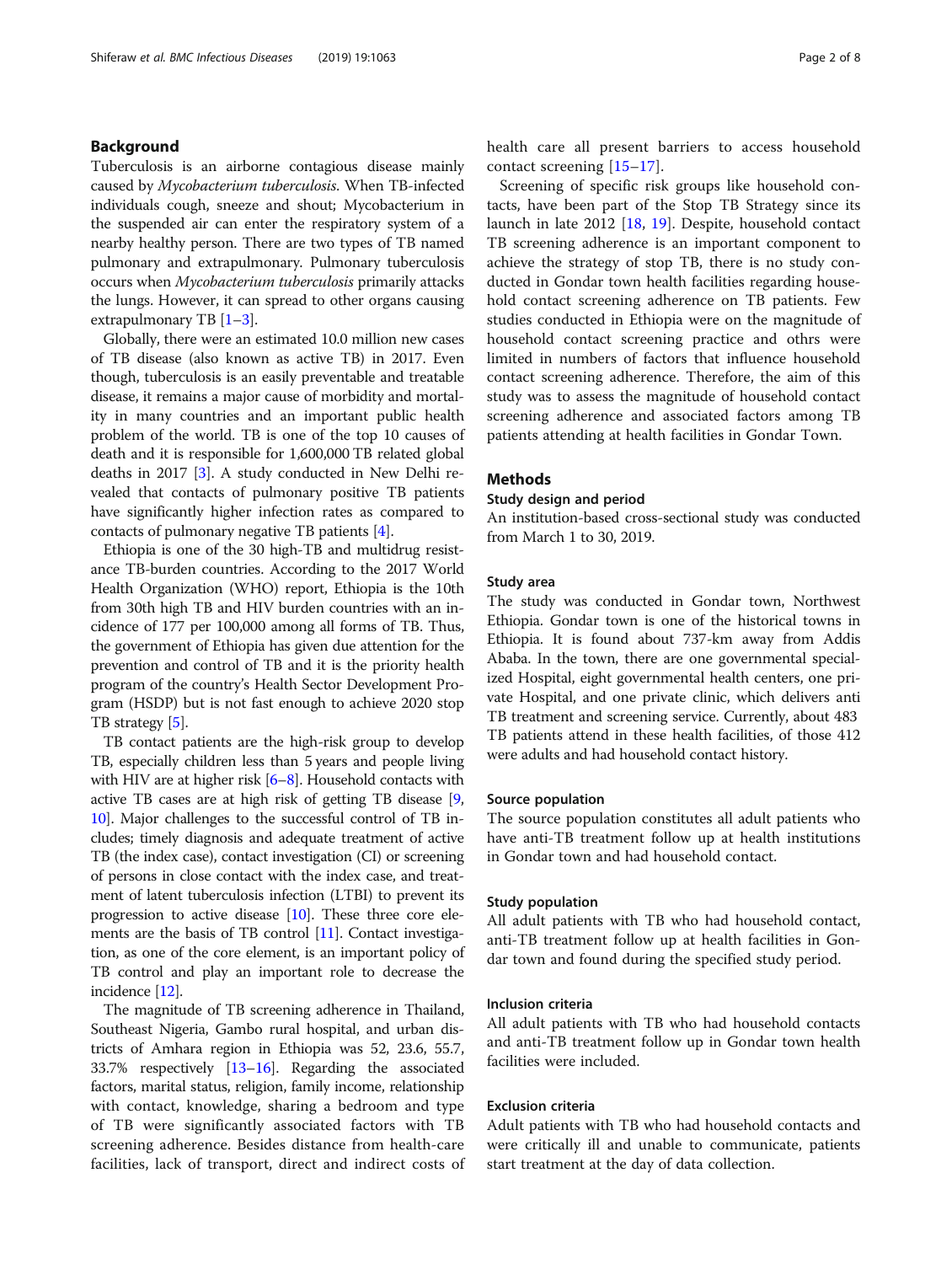## Background

Tuberculosis is an airborne contagious disease mainly caused by *Mycobacterium tuberculosis*. When TB-infected individuals cough, sneeze and shout; Mycobacterium in the suspended air can enter the respiratory system of a nearby healthy person. There are two types of TB named pulmonary and extrapulmonary. Pulmonary tuberculosis occurs when *Mycobacterium tuberculosis* primarily attacks the lungs. However, it can spread to other organs causing extrapulmonary TB [1–3].

Globally, there were an estimated 10.0 million new cases of TB disease (also known as active TB) in 2017. Even though, tuberculosis is an easily preventable and treatable disease, it remains a major cause of morbidity and mortality in many countries and an important public health problem of the world. TB is one of the top 10 causes of death and it is responsible for 1,600,000 TB related global deaths in 2017 [3]. A study conducted in New Delhi revealed that contacts of pulmonary positive TB patients have significantly higher infection rates as compared to contacts of pulmonary negative TB patients [4].

Ethiopia is one of the 30 high-TB and multidrug resistance TB-burden countries. According to the 2017 World Health Organization (WHO) report, Ethiopia is the 10th from 30th high TB and HIV burden countries with an incidence of 177 per 100,000 among all forms of TB. Thus, the government of Ethiopia has given due attention for the prevention and control of TB and it is the priority health program of the country's Health Sector Development Program (HSDP) but is not fast enough to achieve 2020 stop TB strategy [5].

TB contact patients are the high-risk group to develop TB, especially children less than 5 years and people living with HIV are at higher risk [6–8]. Household contacts with active TB cases are at high risk of getting TB disease [9, 10]. Major challenges to the successful control of TB includes; timely diagnosis and adequate treatment of active TB (the index case), contact investigation (CI) or screening of persons in close contact with the index case, and treatment of latent tuberculosis infection (LTBI) to prevent its progression to active disease [10]. These three core elements are the basis of TB control [11]. Contact investigation, as one of the core element, is an important policy of TB control and play an important role to decrease the incidence [12].

The magnitude of TB screening adherence in Thailand, Southeast Nigeria, Gambo rural hospital, and urban districts of Amhara region in Ethiopia was 52, 23.6, 55.7, 33.7% respectively [13–16]. Regarding the associated factors, marital status, religion, family income, relationship with contact, knowledge, sharing a bedroom and type of TB were significantly associated factors with TB screening adherence. Besides distance from health-care facilities, lack of transport, direct and indirect costs of health care all present barriers to access household contact screening [15–17].

Screening of specific risk groups like household contacts, have been part of the Stop TB Strategy since its launch in late 2012 [18, 19]. Despite, household contact TB screening adherence is an important component to achieve the strategy of stop TB, there is no study conducted in Gondar town health facilities regarding household contact screening adherence on TB patients. Few studies conducted in Ethiopia were on the magnitude of household contact screening practice and othrs were limited in numbers of factors that influence household contact screening adherence. Therefore, the aim of this study was to assess the magnitude of household contact screening adherence and associated factors among TB patients attending at health facilities in Gondar Town.

## Methods

### Study design and period

An institution-based cross-sectional study was conducted from March 1 to 30, 2019.

### Study area

The study was conducted in Gondar town, Northwest Ethiopia. Gondar town is one of the historical towns in Ethiopia. It is found about 737-km away from Addis Ababa. In the town, there are one governmental specialized Hospital, eight governmental health centers, one private Hospital, and one private clinic, which delivers anti TB treatment and screening service. Currently, about 483 TB patients attend in these health facilities, of those 412 were adults and had household contact history.

### Source population

The source population constitutes all adult patients who have anti-TB treatment follow up at health institutions in Gondar town and had household contact.

### Study population

All adult patients with TB who had household contact, anti-TB treatment follow up at health facilities in Gondar town and found during the specified study period.

### Inclusion criteria

All adult patients with TB who had household contacts and anti-TB treatment follow up in Gondar town health facilities were included.

### Exclusion criteria

Adult patients with TB who had household contacts and were critically ill and unable to communicate, patients start treatment at the day of data collection.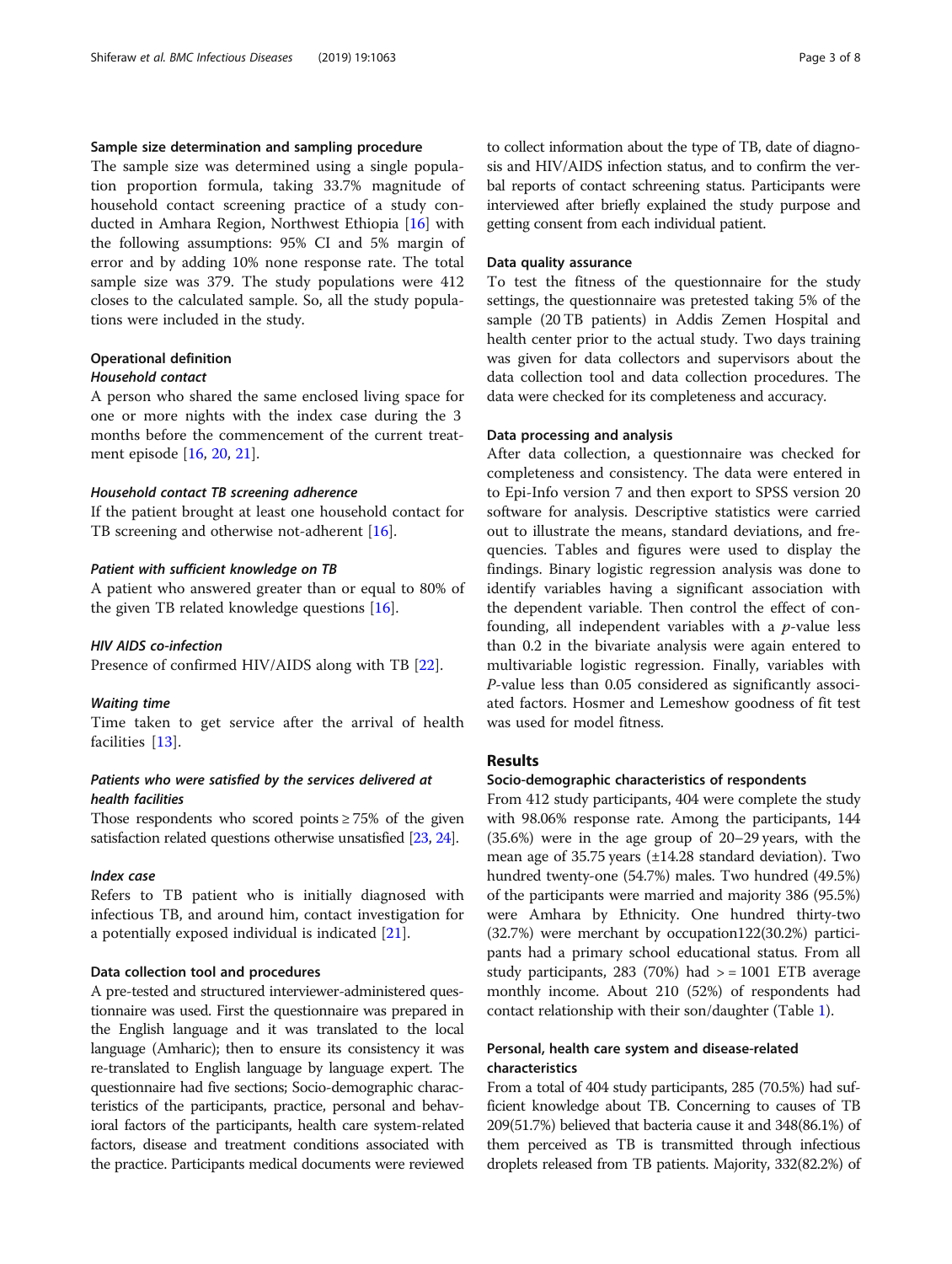### Sample size determination and sampling procedure

The sample size was determined using a single population proportion formula, taking 33.7% magnitude of household contact screening practice of a study conducted in Amhara Region, Northwest Ethiopia [16] with the following assumptions: 95% CI and 5% margin of error and by adding 10% none response rate. The total sample size was 379. The study populations were 412 closes to the calculated sample. So, all the study populations were included in the study.

### Operational definition

#### *Household contact*

A person who shared the same enclosed living space for one or more nights with the index case during the 3 months before the commencement of the current treatment episode [16, 20, 21].

#### *Household contact TB screening adherence*

If the patient brought at least one household contact for TB screening and otherwise not-adherent [16].

#### *Patient with sufficient knowledge on TB*

A patient who answered greater than or equal to 80% of the given TB related knowledge questions [16].

#### *HIV AIDS co-infection*

Presence of confirmed HIV/AIDS along with TB [22].

#### *Waiting time*

Time taken to get service after the arrival of health facilities [13].

#### *Patients who were satisfied by the services delivered at health facilities*

Those respondents who scored points ≥ 75% of the given satisfaction related questions otherwise unsatisfied [23, 24].

#### *Index case*

Refers to TB patient who is initially diagnosed with infectious TB, and around him, contact investigation for a potentially exposed individual is indicated [21].

### Data collection tool and procedures

A pre-tested and structured interviewer-administered questionnaire was used. First the questionnaire was prepared in the English language and it was translated to the local language (Amharic); then to ensure its consistency it was re-translated to English language by language expert. The questionnaire had five sections; Socio-demographic characteristics of the participants, practice, personal and behavioral factors of the participants, health care system-related factors, disease and treatment conditions associated with the practice. Participants medical documents were reviewed to collect information about the type of TB, date of diagnosis and HIV/AIDS infection status, and to confirm the verbal reports of contact schreening status. Participants were interviewed after briefly explained the study purpose and getting consent from each individual patient.

### Data quality assurance

To test the fitness of the questionnaire for the study settings, the questionnaire was pretested taking 5% of the sample (20 TB patients) in Addis Zemen Hospital and health center prior to the actual study. Two days training was given for data collectors and supervisors about the data collection tool and data collection procedures. The data were checked for its completeness and accuracy.

### Data processing and analysis

After data collection, a questionnaire was checked for completeness and consistency. The data were entered in to Epi-Info version 7 and then export to SPSS version 20 software for analysis. Descriptive statistics were carried out to illustrate the means, standard deviations, and frequencies. Tables and figures were used to display the findings. Binary logistic regression analysis was done to identify variables having a significant association with the dependent variable. Then control the effect of confounding, all independent variables with a $p$-value less than 0.2 in the bivariate analysis were again entered to multivariable logistic regression. Finally, variables with $P$-value less than 0.05 considered as significantly associated factors. Hosmer and Lemeshow goodness of fit test was used for model fitness.

## Results

### Socio-demographic characteristics of respondents

From 412 study participants, 404 were complete the study with 98.06% response rate. Among the participants, 144 (35.6%) were in the age group of 20–29 years, with the mean age of 35.75 years (±14.28 standard deviation). Two hundred twenty-one (54.7%) males. Two hundred (49.5%) of the participants were married and majority 386 (95.5%) were Amhara by Ethnicity. One hundred thirty-two (32.7%) were merchant by occupation122(30.2%) participants had a primary school educational status. From all study participants, 283 (70%) had > = 1001 ETB average monthly income. About 210 (52%) of respondents had contact relationship with their son/daughter (Table 1).

### Personal, health care system and disease-related characteristics

From a total of 404 study participants, 285 (70.5%) had sufficient knowledge about TB. Concerning to causes of TB 209(51.7%) believed that bacteria cause it and 348(86.1%) of them perceived as TB is transmitted through infectious droplets released from TB patients. Majority, 332(82.2%) of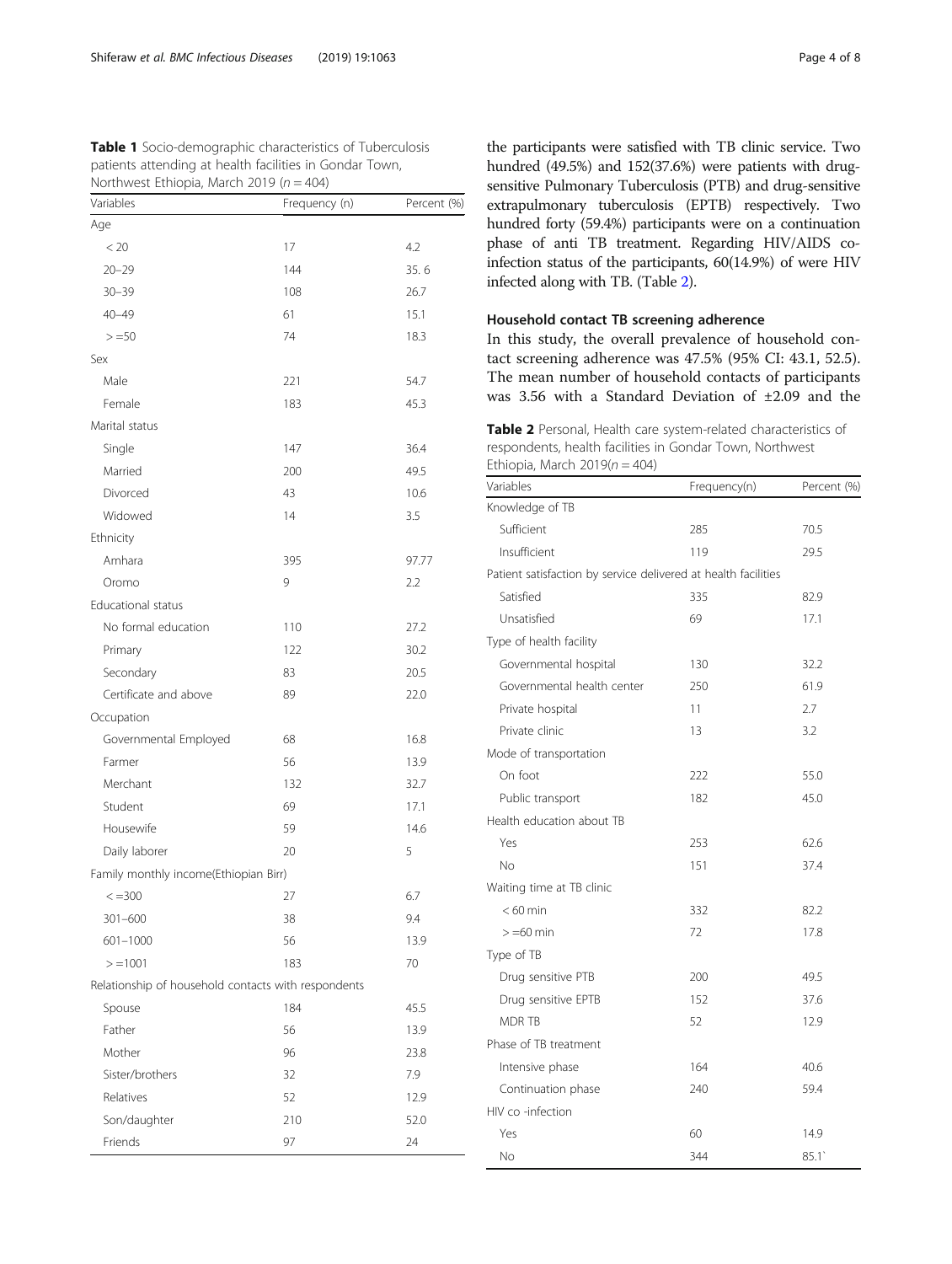**Table 1** Socio-demographic characteristics of Tuberculosis patients attending at health facilities in Gondar Town, Northwest Ethiopia, March 2019 ($n = 404$)

| Variables | Frequency (n) | Percent (%) |
|---|---|---|
| Age | | |
| < 20 | 17 | 4.2 |
| 20–29 | 144 | 35. 6 |
| 30–39 | 108 | 26.7 |
| 40–49 | 61 | 15.1 |
| > =50 | 74 | 18.3 |
| Sex | | |
| Male | 221 | 54.7 |
| Female | 183 | 45.3 |
| Marital status | | |
| Single | 147 | 36.4 |
| Married | 200 | 49.5 |
| Divorced | 43 | 10.6 |
| Widowed | 14 | 3.5 |
| Ethnicity | | |
| Amhara | 395 | 97.77 |
| Oromo | 9 | 2.2 |
| Educational status | | |
| No formal education | 110 | 27.2 |
| Primary | 122 | 30.2 |
| Secondary | 83 | 20.5 |
| Certificate and above | 89 | 22.0 |
| Occupation | | |
| Governmental Employed | 68 | 16.8 |
| Farmer | 56 | 13.9 |
| Merchant | 132 | 32.7 |
| Student | 69 | 17.1 |
| Housewife | 59 | 14.6 |
| Daily laborer | 20 | 5 |
| Family monthly income(Ethiopian Birr) | | |
| < =300 | 27 | 6.7 |
| 301–600 | 38 | 9.4 |
| 601–1000 | 56 | 13.9 |
| > =1001 | 183 | 70 |
| Relationship of household contacts with respondents | | |
| Spouse | 184 | 45.5 |
| Father | 56 | 13.9 |
| Mother | 96 | 23.8 |
| Sister/brothers | 32 | 7.9 |
| Relatives | 52 | 12.9 |
| Son/daughter | 210 | 52.0 |
| Friends | 97 | 24 |

the participants were satisfied with TB clinic service. Two hundred (49.5%) and 152(37.6%) were patients with drug-sensitive Pulmonary Tuberculosis (PTB) and drug-sensitive extrapulmonary tuberculosis (EPTB) respectively. Two hundred forty (59.4%) participants were on a continuation phase of anti TB treatment. Regarding HIV/AIDS co-infection status of the participants, 60(14.9%) of were HIV infected along with TB. (Table 2).

### Household contact TB screening adherence

In this study, the overall prevalence of household contact screening adherence was 47.5% (95% CI: 43.1, 52.5). The mean number of household contacts of participants was 3.56 with a Standard Deviation of ±2.09 and the

**Table 2** Personal, Health care system-related characteristics of respondents, health facilities in Gondar Town, Northwest Ethiopia, March 2019($n = 404$)

| Variables | Frequency(n) | Percent (%) |
|---|---|---|
| Knowledge of TB | | |
| Sufficient | 285 | 70.5 |
| Insufficient | 119 | 29.5 |
| Patient satisfaction by service delivered at health facilities | | |
| Satisfied | 335 | 82.9 |
| Unsatisfied | 69 | 17.1 |
| Type of health facility | | |
| Governmental hospital | 130 | 32.2 |
| Governmental health center | 250 | 61.9 |
| Private hospital | 11 | 2.7 |
| Private clinic | 13 | 3.2 |
| Mode of transportation | | |
| On foot | 222 | 55.0 |
| Public transport | 182 | 45.0 |
| Health education about TB | | |
| Yes | 253 | 62.6 |
| No | 151 | 37.4 |
| Waiting time at TB clinic | | |
| < 60 min | 332 | 82.2 |
| > =60 min | 72 | 17.8 |
| Type of TB | | |
| Drug sensitive PTB | 200 | 49.5 |
| Drug sensitive EPTB | 152 | 37.6 |
| MDR TB | 52 | 12.9 |
| Phase of TB treatment | | |
| Intensive phase | 164 | 40.6 |
| Continuation phase | 240 | 59.4 |
| HIV co -infection | | |
| Yes | 60 | 14.9 |
| No | 344 | 85.1` |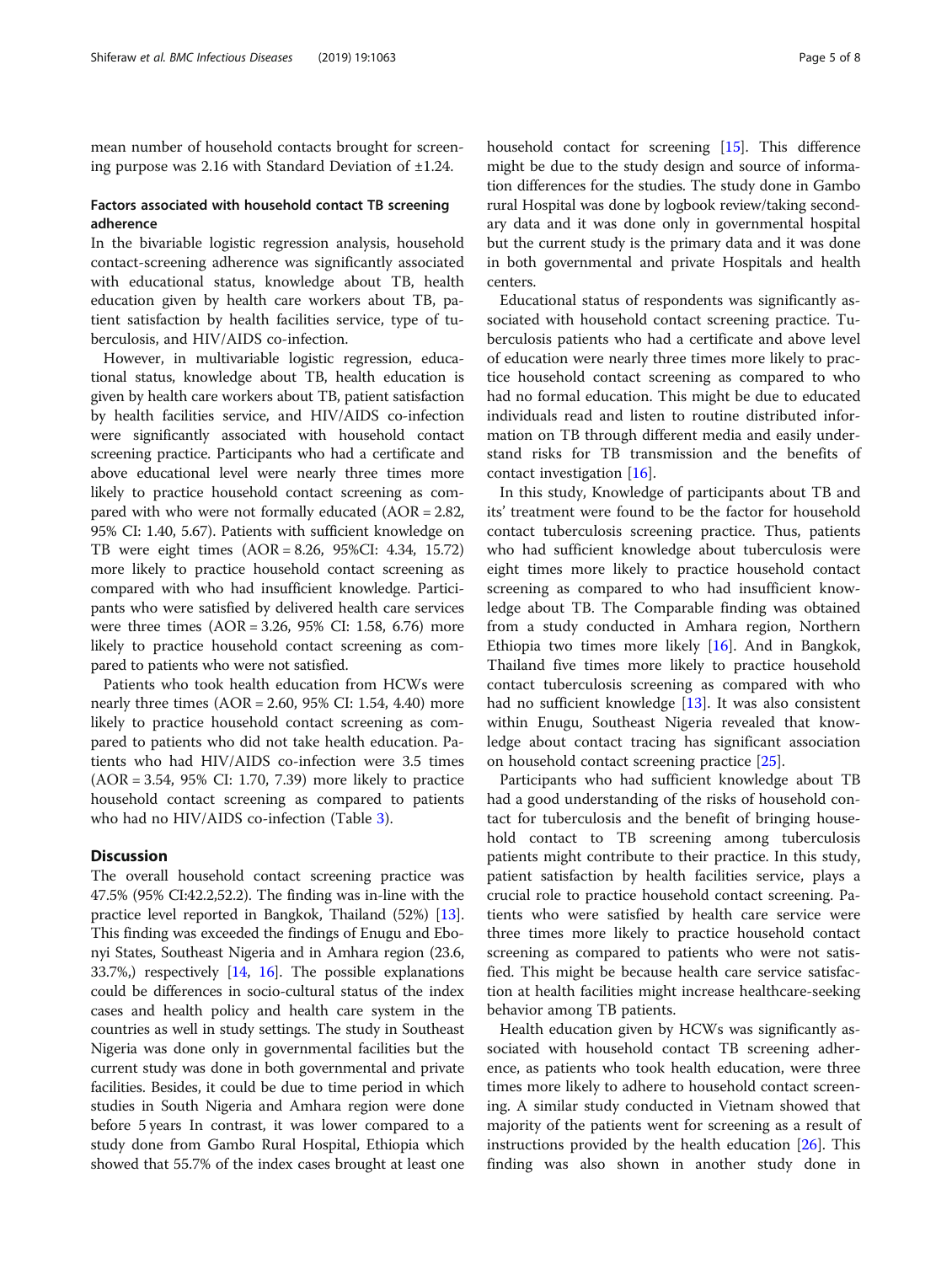mean number of household contacts brought for screening purpose was 2.16 with Standard Deviation of ±1.24.

### Factors associated with household contact TB screening adherence

In the bivariable logistic regression analysis, household contact-screening adherence was significantly associated with educational status, knowledge about TB, health education given by health care workers about TB, patient satisfaction by health facilities service, type of tuberculosis, and HIV/AIDS co-infection.

However, in multivariable logistic regression, educational status, knowledge about TB, health education is given by health care workers about TB, patient satisfaction by health facilities service, and HIV/AIDS co-infection were significantly associated with household contact screening practice. Participants who had a certificate and above educational level were nearly three times more likely to practice household contact screening as compared with who were not formally educated (AOR = 2.82, 95% CI: 1.40, 5.67). Patients with sufficient knowledge on TB were eight times (AOR = 8.26, 95%CI: 4.34, 15.72) more likely to practice household contact screening as compared with who had insufficient knowledge. Participants who were satisfied by delivered health care services were three times (AOR = 3.26, 95% CI: 1.58, 6.76) more likely to practice household contact screening as compared to patients who were not satisfied.

Patients who took health education from HCWs were nearly three times (AOR = 2.60, 95% CI: 1.54, 4.40) more likely to practice household contact screening as compared to patients who did not take health education. Patients who had HIV/AIDS co-infection were 3.5 times (AOR = 3.54, 95% CI: 1.70, 7.39) more likely to practice household contact screening as compared to patients who had no HIV/AIDS co-infection (Table 3).

## Discussion

The overall household contact screening practice was 47.5% (95% CI:42.2,52.2). The finding was in-line with the practice level reported in Bangkok, Thailand (52%) [13]. This finding was exceeded the findings of Enugu and Ebonyi States, Southeast Nigeria and in Amhara region (23.6, 33.7%,) respectively [14, 16]. The possible explanations could be differences in socio-cultural status of the index cases and health policy and health care system in the countries as well in study settings. The study in Southeast Nigeria was done only in governmental facilities but the current study was done in both governmental and private facilities. Besides, it could be due to time period in which studies in South Nigeria and Amhara region were done before 5 years In contrast, it was lower compared to a study done from Gambo Rural Hospital, Ethiopia which showed that 55.7% of the index cases brought at least one household contact for screening [15]. This difference might be due to the study design and source of information differences for the studies. The study done in Gambo rural Hospital was done by logbook review/taking secondary data and it was done only in governmental hospital but the current study is the primary data and it was done in both governmental and private Hospitals and health centers.

Educational status of respondents was significantly associated with household contact screening practice. Tuberculosis patients who had a certificate and above level of education were nearly three times more likely to practice household contact screening as compared to who had no formal education. This might be due to educated individuals read and listen to routine distributed information on TB through different media and easily understand risks for TB transmission and the benefits of contact investigation [16].

In this study, Knowledge of participants about TB and its' treatment were found to be the factor for household contact tuberculosis screening practice. Thus, patients who had sufficient knowledge about tuberculosis were eight times more likely to practice household contact screening as compared to who had insufficient knowledge about TB. The Comparable finding was obtained from a study conducted in Amhara region, Northern Ethiopia two times more likely [16]. And in Bangkok, Thailand five times more likely to practice household contact tuberculosis screening as compared with who had no sufficient knowledge [13]. It was also consistent within Enugu, Southeast Nigeria revealed that knowledge about contact tracing has significant association on household contact screening practice [25].

Participants who had sufficient knowledge about TB had a good understanding of the risks of household contact for tuberculosis and the benefit of bringing household contact to TB screening among tuberculosis patients might contribute to their practice. In this study, patient satisfaction by health facilities service, plays a crucial role to practice household contact screening. Patients who were satisfied by health care service were three times more likely to practice household contact screening as compared to patients who were not satisfied. This might be because health care service satisfaction at health facilities might increase healthcare-seeking behavior among TB patients.

Health education given by HCWs was significantly associated with household contact TB screening adherence, as patients who took health education, were three times more likely to adhere to household contact screening. A similar study conducted in Vietnam showed that majority of the patients went for screening as a result of instructions provided by the health education [26]. This finding was also shown in another study done in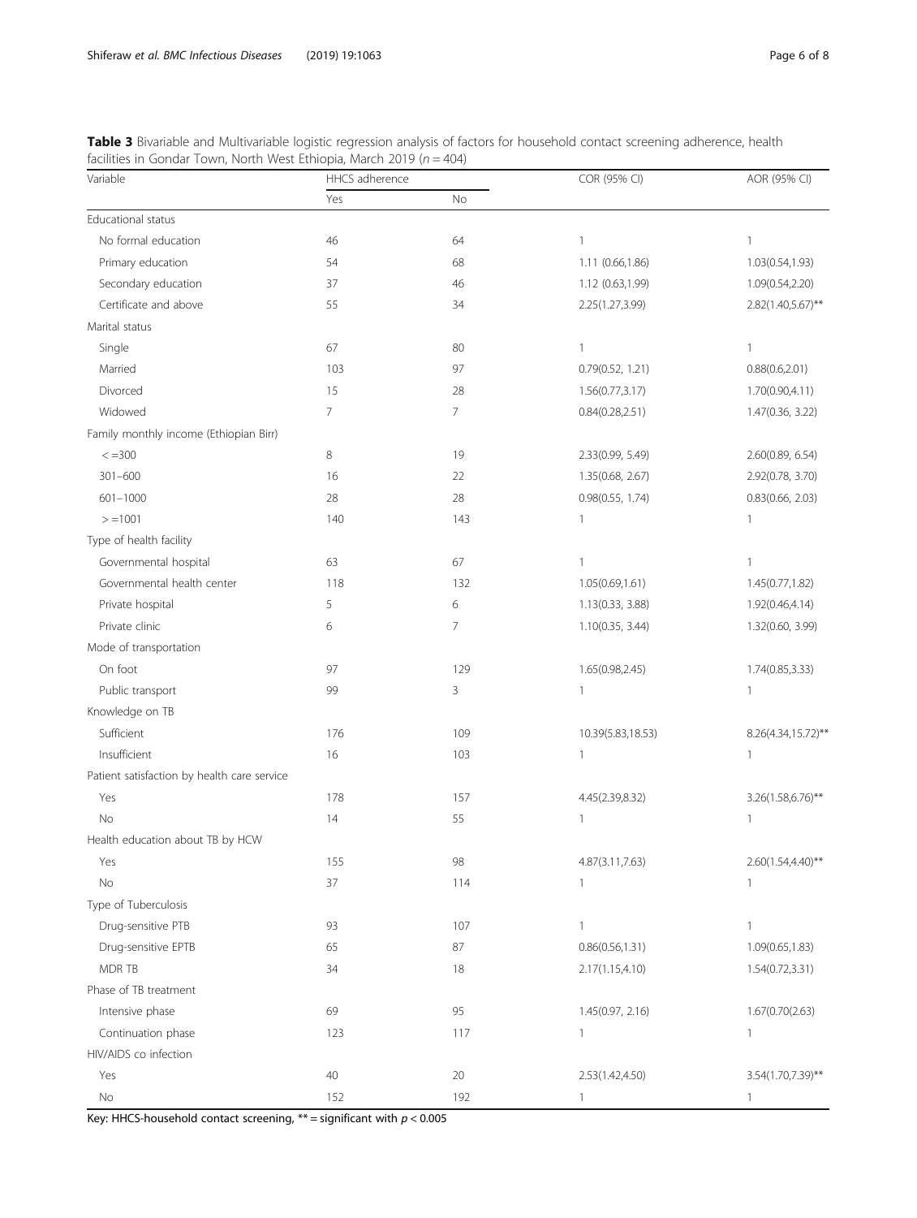**Table 3** Bivariable and Multivariable logistic regression analysis of factors for household contact screening adherence, health facilities in Gondar Town, North West Ethiopia, March 2019 ($n = 404$)

| Variable | HHCS adherence | | COR (95% CI) | AOR (95% CI) |
|---|---|---|---|---|
| | Yes | No | | |
| Educational status | | | | |
| No formal education | 46 | 64 | 1 | 1 |
| Primary education | 54 | 68 | 1.11 (0.66,1.86) | 1.03(0.54,1.93) |
| Secondary education | 37 | 46 | 1.12 (0.63,1.99) | 1.09(0.54,2.20) |
| Certificate and above | 55 | 34 | 2.25(1.27,3.99) | 2.82(1.40,5.67)** |
| Marital status | | | | |
| Single | 67 | 80 | 1 | 1 |
| Married | 103 | 97 | 0.79(0.52, 1.21) | 0.88(0.6,2.01) |
| Divorced | 15 | 28 | 1.56(0.77,3.17) | 1.70(0.90,4.11) |
| Widowed | 7 | 7 | 0.84(0.28,2.51) | 1.47(0.36, 3.22) |
| Family monthly income (Ethiopian Birr) | | | | |
| < =300 | 8 | 19 | 2.33(0.99, 5.49) | 2.60(0.89, 6.54) |
| 301–600 | 16 | 22 | 1.35(0.68, 2.67) | 2.92(0.78, 3.70) |
| 601–1000 | 28 | 28 | 0.98(0.55, 1.74) | 0.83(0.66, 2.03) |
| > =1001 | 140 | 143 | 1 | 1 |
| Type of health facility | | | | |
| Governmental hospital | 63 | 67 | 1 | 1 |
| Governmental health center | 118 | 132 | 1.05(0.69,1.61) | 1.45(0.77,1.82) |
| Private hospital | 5 | 6 | 1.13(0.33, 3.88) | 1.92(0.46,4.14) |
| Private clinic | 6 | 7 | 1.10(0.35, 3.44) | 1.32(0.60, 3.99) |
| Mode of transportation | | | | |
| On foot | 97 | 129 | 1.65(0.98,2.45) | 1.74(0.85,3.33) |
| Public transport | 99 | 3 | 1 | 1 |
| Knowledge on TB | | | | |
| Sufficient | 176 | 109 | 10.39(5.83,18.53) | 8.26(4.34,15.72)** |
| Insufficient | 16 | 103 | 1 | 1 |
| Patient satisfaction by health care service | | | | |
| Yes | 178 | 157 | 4.45(2.39,8.32) | 3.26(1.58,6.76)** |
| No | 14 | 55 | 1 | 1 |
| Health education about TB by HCW | | | | |
| Yes | 155 | 98 | 4.87(3.11,7.63) | 2.60(1.54,4.40)** |
| No | 37 | 114 | 1 | 1 |
| Type of Tuberculosis | | | | |
| Drug-sensitive PTB | 93 | 107 | 1 | 1 |
| Drug-sensitive EPTB | 65 | 87 | 0.86(0.56,1.31) | 1.09(0.65,1.83) |
| MDR TB | 34 | 18 | 2.17(1.15,4.10) | 1.54(0.72,3.31) |
| Phase of TB treatment | | | | |
| Intensive phase | 69 | 95 | 1.45(0.97, 2.16) | 1.67(0.70(2.63) |
| Continuation phase | 123 | 117 | 1 | 1 |
| HIV/AIDS co infection | | | | |
| Yes | 40 | 20 | 2.53(1.42,4.50) | 3.54(1.70,7.39)** |
| No | 152 | 192 | 1 | 1 |

Key: HHCS-household contact screening, ** = significant with $p < 0.005$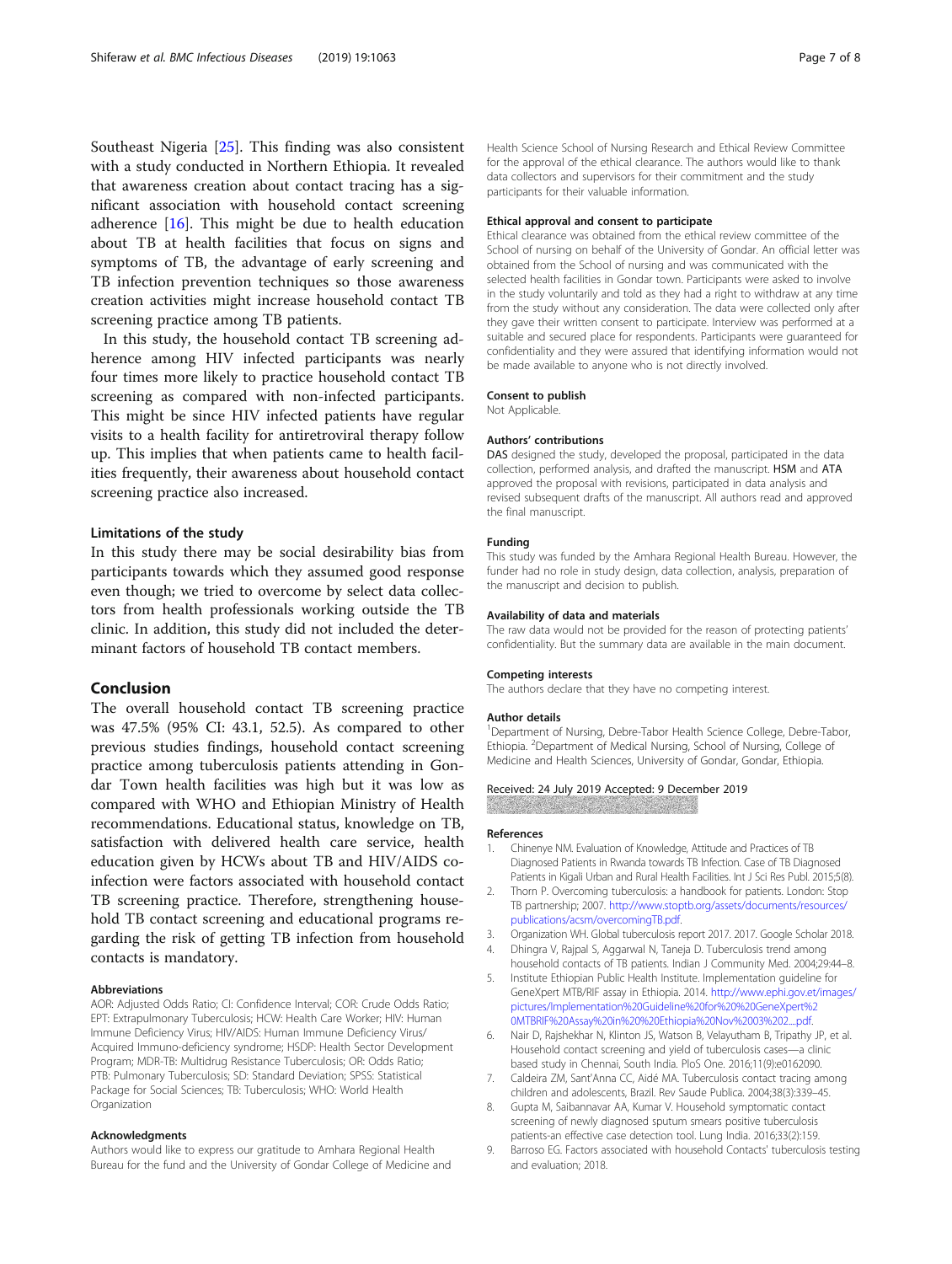Southeast Nigeria [25]. This finding was also consistent with a study conducted in Northern Ethiopia. It revealed that awareness creation about contact tracing has a significant association with household contact screening adherence [16]. This might be due to health education about TB at health facilities that focus on signs and symptoms of TB, the advantage of early screening and TB infection prevention techniques so those awareness creation activities might increase household contact TB screening practice among TB patients.

In this study, the household contact TB screening adherence among HIV infected participants was nearly four times more likely to practice household contact TB screening as compared with non-infected participants. This might be since HIV infected patients have regular visits to a health facility for antiretroviral therapy follow up. This implies that when patients came to health facilities frequently, their awareness about household contact screening practice also increased.

### Limitations of the study

In this study there may be social desirability bias from participants towards which they assumed good response even though; we tried to overcome by select data collectors from health professionals working outside the TB clinic. In addition, this study did not included the determinant factors of household TB contact members.

## Conclusion

The overall household contact TB screening practice was 47.5% (95% CI: 43.1, 52.5). As compared to other previous studies findings, household contact screening practice among tuberculosis patients attending in Gondar Town health facilities was high but it was low as compared with WHO and Ethiopian Ministry of Health recommendations. Educational status, knowledge on TB, satisfaction with delivered health care service, health education given by HCWs about TB and HIV/AIDS co-infection were factors associated with household contact TB screening practice. Therefore, strengthening household TB contact screening and educational programs regarding the risk of getting TB infection from household contacts is mandatory.

#### Abbreviations

AOR: Adjusted Odds Ratio; CI: Confidence Interval; COR: Crude Odds Ratio; EPT: Extrapulmonary Tuberculosis; HCW: Health Care Worker; HIV: Human Immune Deficiency Virus; HIV/AIDS: Human Immune Deficiency Virus/ Acquired Immuno-deficiency syndrome; HSDP: Health Sector Development Program; MDR-TB: Multidrug Resistance Tuberculosis; OR: Odds Ratio; PTB: Pulmonary Tuberculosis; SD: Standard Deviation; SPSS: Statistical Package for Social Sciences; TB: Tuberculosis; WHO: World Health Organization

#### Acknowledgments

Authors would like to express our gratitude to Amhara Regional Health Bureau for the fund and the University of Gondar College of Medicine and Health Science School of Nursing Research and Ethical Review Committee for the approval of the ethical clearance. The authors would like to thank data collectors and supervisors for their commitment and the study participants for their valuable information.

#### Ethical approval and consent to participate

Ethical clearance was obtained from the ethical review committee of the School of nursing on behalf of the University of Gondar. An official letter was obtained from the School of nursing and was communicated with the selected health facilities in Gondar town. Participants were asked to involve in the study voluntarily and told as they had a right to withdraw at any time from the study without any consideration. The data were collected only after they gave their written consent to participate. Interview was performed at a suitable and secured place for respondents. Participants were guaranteed for confidentiality and they were assured that identifying information would not be made available to anyone who is not directly involved.

#### Consent to publish

Not Applicable.

#### Authors' contributions

DAS designed the study, developed the proposal, participated in the data collection, performed analysis, and drafted the manuscript. HSM and ATA approved the proposal with revisions, participated in data analysis and revised subsequent drafts of the manuscript. All authors read and approved the final manuscript.

#### Funding

This study was funded by the Amhara Regional Health Bureau. However, the funder had no role in study design, data collection, analysis, preparation of the manuscript and decision to publish.

#### Availability of data and materials

The raw data would not be provided for the reason of protecting patients' confidentiality. But the summary data are available in the main document.

#### Competing interests

The authors declare that they have no competing interest.

#### Author details

[1]Department of Nursing, Debre-Tabor Health Science College, Debre-Tabor, Ethiopia. [2]Department of Medical Nursing, School of Nursing, College of Medicine and Health Sciences, University of Gondar, Gondar, Ethiopia.

Received: 24 July 2019 Accepted: 9 December 2019

#### References

1. Chinenye NM. Evaluation of Knowledge, Attitude and Practices of TB Diagnosed Patients in Rwanda towards TB Infection. Case of TB Diagnosed Patients in Kigali Urban and Rural Health Facilities. Int J Sci Res Publ. 2015;5(8).
2. Thorn P. Overcoming tuberculosis: a handbook for patients. London: Stop TB partnership; 2007. http://www.stoptb.org/assets/documents/resources/publications/acsm/overcomingTB.pdf.
3. Organization WH. Global tuberculosis report 2017. 2017. Google Scholar 2018.
4. Dhingra V, Rajpal S, Aggarwal N, Taneja D. Tuberculosis trend among household contacts of TB patients. Indian J Community Med. 2004;29:44–8.
5. Institute Ethiopian Public Health Institute. Implementation guideline for GeneXpert MTB/RIF assay in Ethiopia. 2014. http://www.ephi.gov.et/images/pictures/Implementation%20Guideline%20for%20%20GeneXpert%20MTBRIF%20Assay%20in%20%20Ethiopia%20Nov%2003%202....pdf.
6. Nair D, Rajshekhar N, Klinton JS, Watson B, Velayutham B, Tripathy JP, et al. Household contact screening and yield of tuberculosis cases—a clinic based study in Chennai, South India. PloS One. 2016;11(9):e0162090.
7. Caldeira ZM, Sant'Anna CC, Aidé MA. Tuberculosis contact tracing among children and adolescents, Brazil. Rev Saude Publica. 2004;38(3):339–45.
8. Gupta M, Saibannavar AA, Kumar V. Household symptomatic contact screening of newly diagnosed sputum smears positive tuberculosis patients-an effective case detection tool. Lung India. 2016;33(2):159.
9. Barroso EG. Factors associated with household Contacts' tuberculosis testing and evaluation; 2018.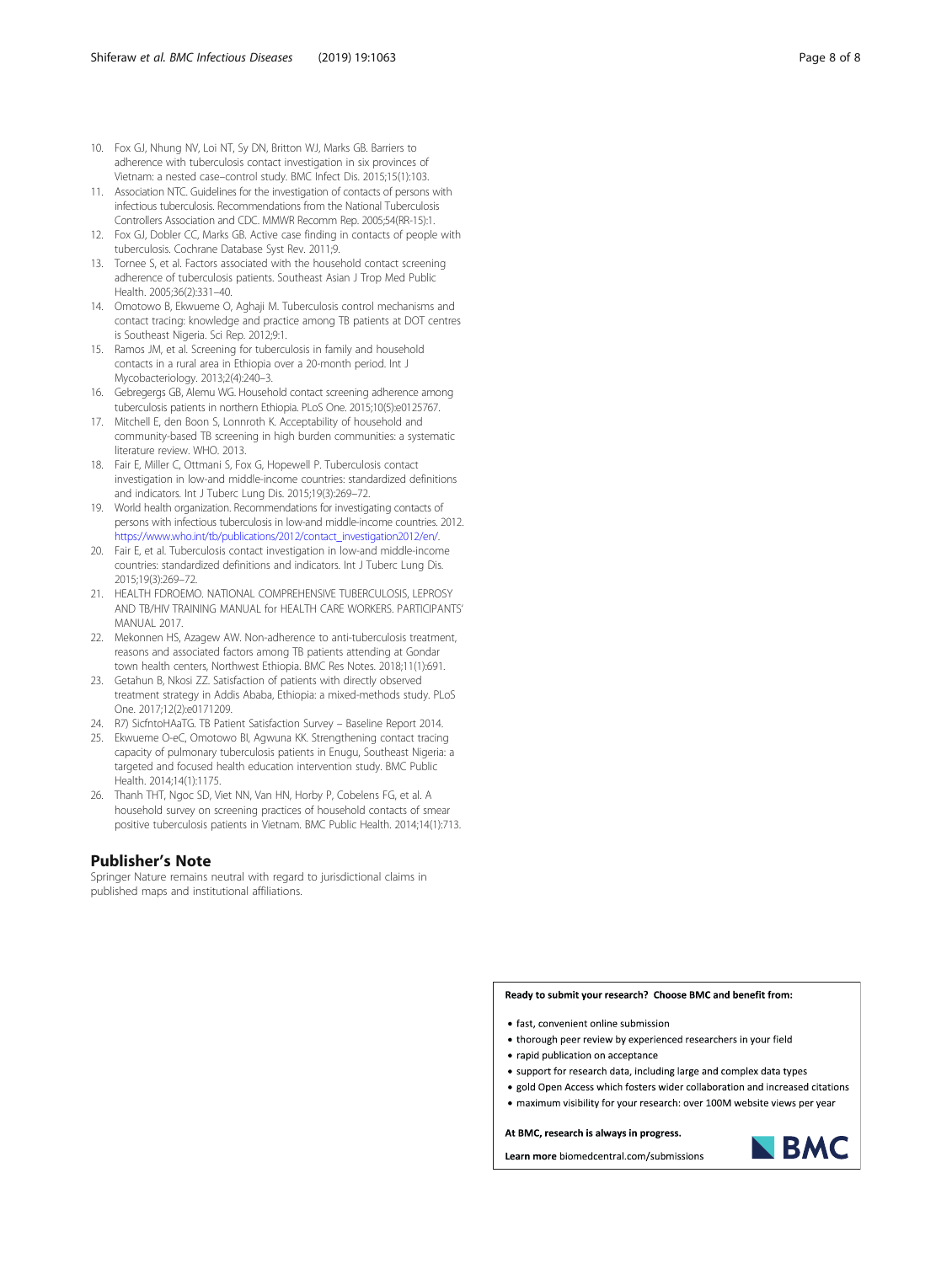10. Fox GJ, Nhung NV, Loi NT, Sy DN, Britton WJ, Marks GB. Barriers to adherence with tuberculosis contact investigation in six provinces of Vietnam: a nested case–control study. BMC Infect Dis. 2015;15(1):103.
11. Association NTC. Guidelines for the investigation of contacts of persons with infectious tuberculosis. Recommendations from the National Tuberculosis Controllers Association and CDC. MMWR Recomm Rep. 2005;54(RR-15):1.
12. Fox GJ, Dobler CC, Marks GB. Active case finding in contacts of people with tuberculosis. Cochrane Database Syst Rev. 2011;9.
13. Tornee S, et al. Factors associated with the household contact screening adherence of tuberculosis patients. Southeast Asian J Trop Med Public Health. 2005;36(2):331–40.
14. Omotowo B, Ekwueme O, Aghaji M. Tuberculosis control mechanisms and contact tracing: knowledge and practice among TB patients at DOT centres is Southeast Nigeria. Sci Rep. 2012;9:1.
15. Ramos JM, et al. Screening for tuberculosis in family and household contacts in a rural area in Ethiopia over a 20-month period. Int J Mycobacteriology. 2013;2(4):240–3.
16. Gebregergs GB, Alemu WG. Household contact screening adherence among tuberculosis patients in northern Ethiopia. PLoS One. 2015;10(5):e0125767.
17. Mitchell E, den Boon S, Lonnroth K. Acceptability of household and community-based TB screening in high burden communities: a systematic literature review. WHO. 2013.
18. Fair E, Miller C, Ottmani S, Fox G, Hopewell P. Tuberculosis contact investigation in low-and middle-income countries: standardized definitions and indicators. Int J Tuberc Lung Dis. 2015;19(3):269–72.
19. World health organization. Recommendations for investigating contacts of persons with infectious tuberculosis in low-and middle-income countries. 2012. https://www.who.int/tb/publications/2012/contact_investigation2012/en/.
20. Fair E, et al. Tuberculosis contact investigation in low-and middle-income countries: standardized definitions and indicators. Int J Tuberc Lung Dis. 2015;19(3):269–72.
21. HEALTH FDROEMO. NATIONAL COMPREHENSIVE TUBERCULOSIS, LEPROSY AND TB/HIV TRAINING MANUAL for HEALTH CARE WORKERS. PARTICIPANTS' MANUAL 2017.
22. Mekonnen HS, Azagew AW. Non-adherence to anti-tuberculosis treatment, reasons and associated factors among TB patients attending at Gondar town health centers, Northwest Ethiopia. BMC Res Notes. 2018;11(1):691.
23. Getahun B, Nkosi ZZ. Satisfaction of patients with directly observed treatment strategy in Addis Ababa, Ethiopia: a mixed-methods study. PLoS One. 2017;12(2):e0171209.
24. R7) SicfntoHAaTG. TB Patient Satisfaction Survey – Baseline Report 2014.
25. Ekwueme O-eC, Omotowo BI, Agwuna KK. Strengthening contact tracing capacity of pulmonary tuberculosis patients in Enugu, Southeast Nigeria: a targeted and focused health education intervention study. BMC Public Health. 2014;14(1):1175.
26. Thanh THT, Ngoc SD, Viet NN, Van HN, Horby P, Cobelens FG, et al. A household survey on screening practices of household contacts of smear positive tuberculosis patients in Vietnam. BMC Public Health. 2014;14(1):713.

## Publisher's Note

Springer Nature remains neutral with regard to jurisdictional claims in published maps and institutional affiliations.

**Ready to submit your research? Choose BMC and benefit from:**

- fast, convenient online submission
- thorough peer review by experienced researchers in your field
- rapid publication on acceptance
- support for research data, including large and complex data types
- gold Open Access which fosters wider collaboration and increased citations
- maximum visibility for your research: over 100M website views per year

**At BMC, research is always in progress.**

**Learn more** biomedcentral.com/submissions

BMC